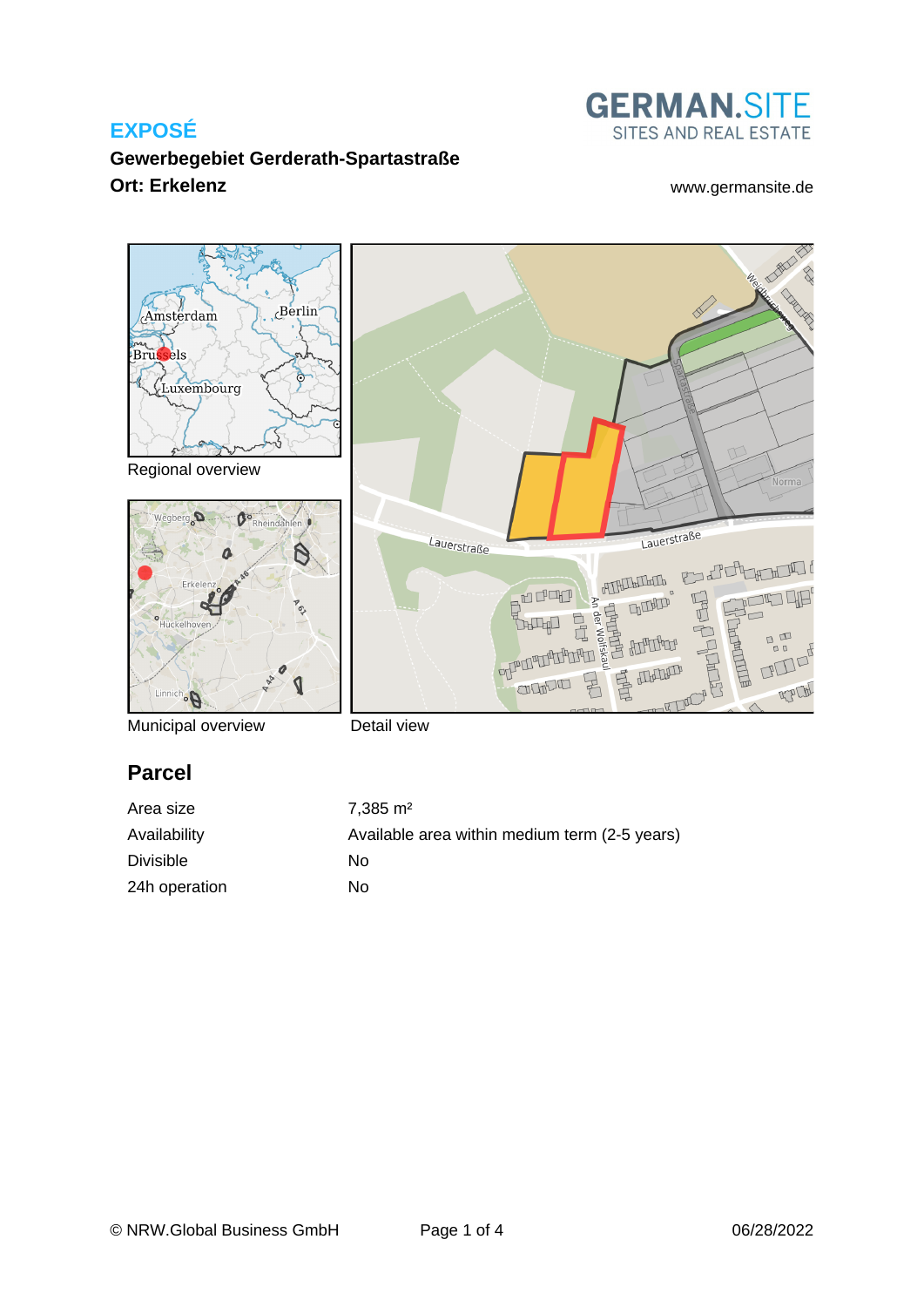# EXPOSÉ

**Gewerbegebiet Gerderath-Spartastraße**

**Ort: Erkelenz**

GERMAN.SITE
SITES AND REAL ESTATE

www.germansite.de

Regional overview

Municipal overview

Detail view

## Parcel

| | |
|---|---|
| Area size | 7,385 m² |
| Availability | Available area within medium term (2-5 years) |
| Divisible | No |
| 24h operation | No |

© NRW.Global Business GmbH

06/28/2022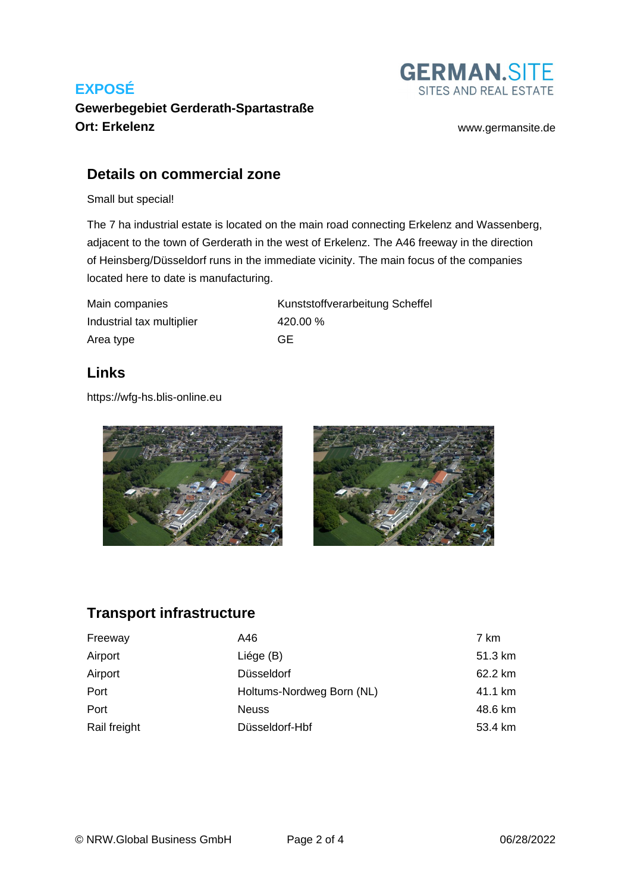## Details on commercial zone

Small but special!

The 7 ha industrial estate is located on the main road connecting Erkelenz and Wassenberg, adjacent to the town of Gerderath in the west of Erkelenz. The A46 freeway in the direction of Heinsberg/Düsseldorf runs in the immediate vicinity. The main focus of the companies located here to date is manufacturing.

| | |
|---|---|
| Main companies | Kunststoffverarbeitung Scheffel |
| Industrial tax multiplier | 420.00 % |
| Area type | GE |

## Links

https://wfg-hs.blis-online.eu

## Transport infrastructure

| | | |
|---|---|---|
| Freeway | A46 | 7 km |
| Airport | Liége (B) | 51.3 km |
| Airport | Düsseldorf | 62.2 km |
| Port | Holtums-Nordweg Born (NL) | 41.1 km |
| Port | Neuss | 48.6 km |
| Rail freight | Düsseldorf-Hbf | 53.4 km |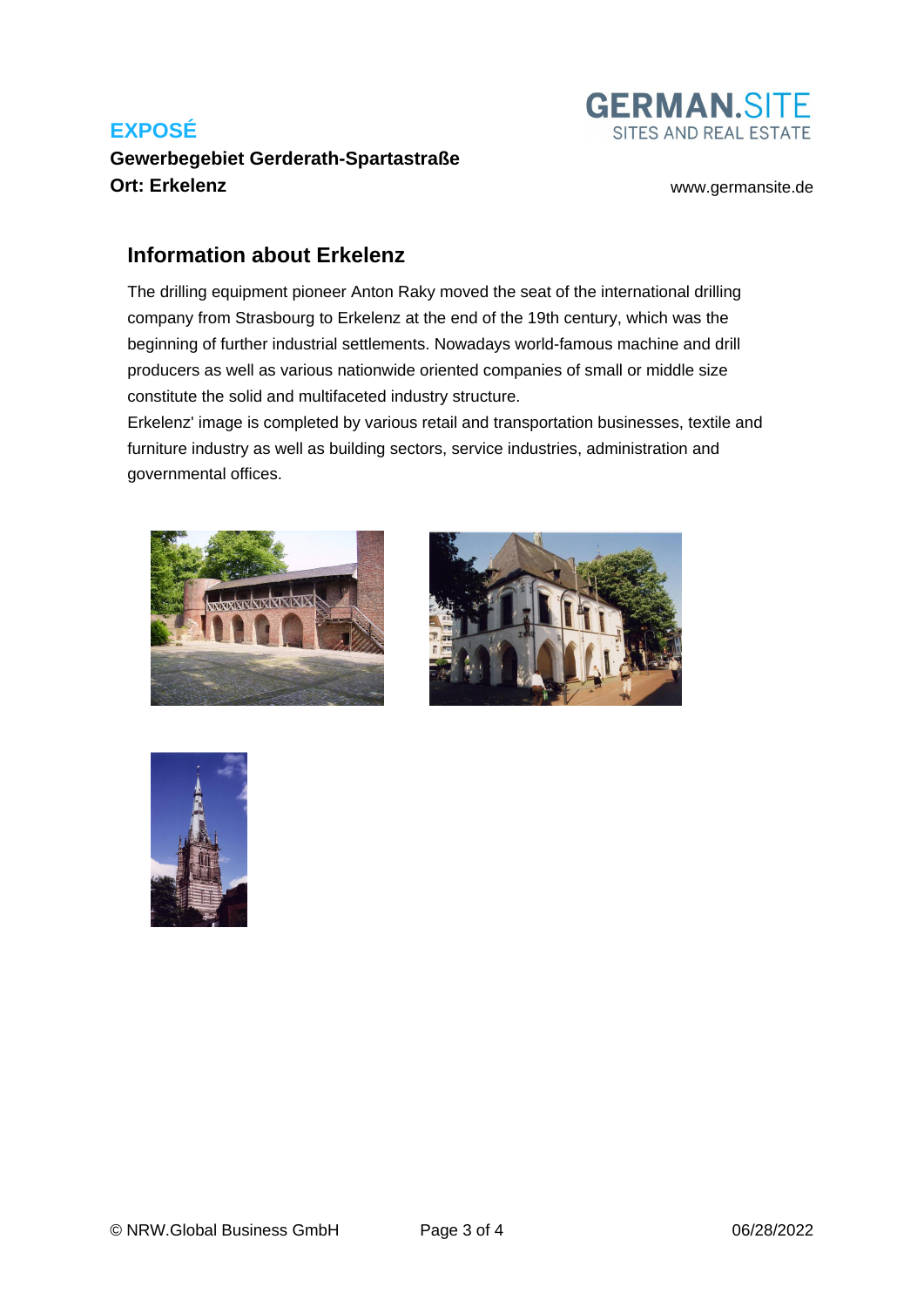## Information about Erkelenz

The drilling equipment pioneer Anton Raky moved the seat of the international drilling company from Strasbourg to Erkelenz at the end of the 19th century, which was the beginning of further industrial settlements. Nowadays world-famous machine and drill producers as well as various nationwide oriented companies of small or middle size constitute the solid and multifaceted industry structure.
Erkelenz' image is completed by various retail and transportation businesses, textile and furniture industry as well as building sectors, service industries, administration and governmental offices.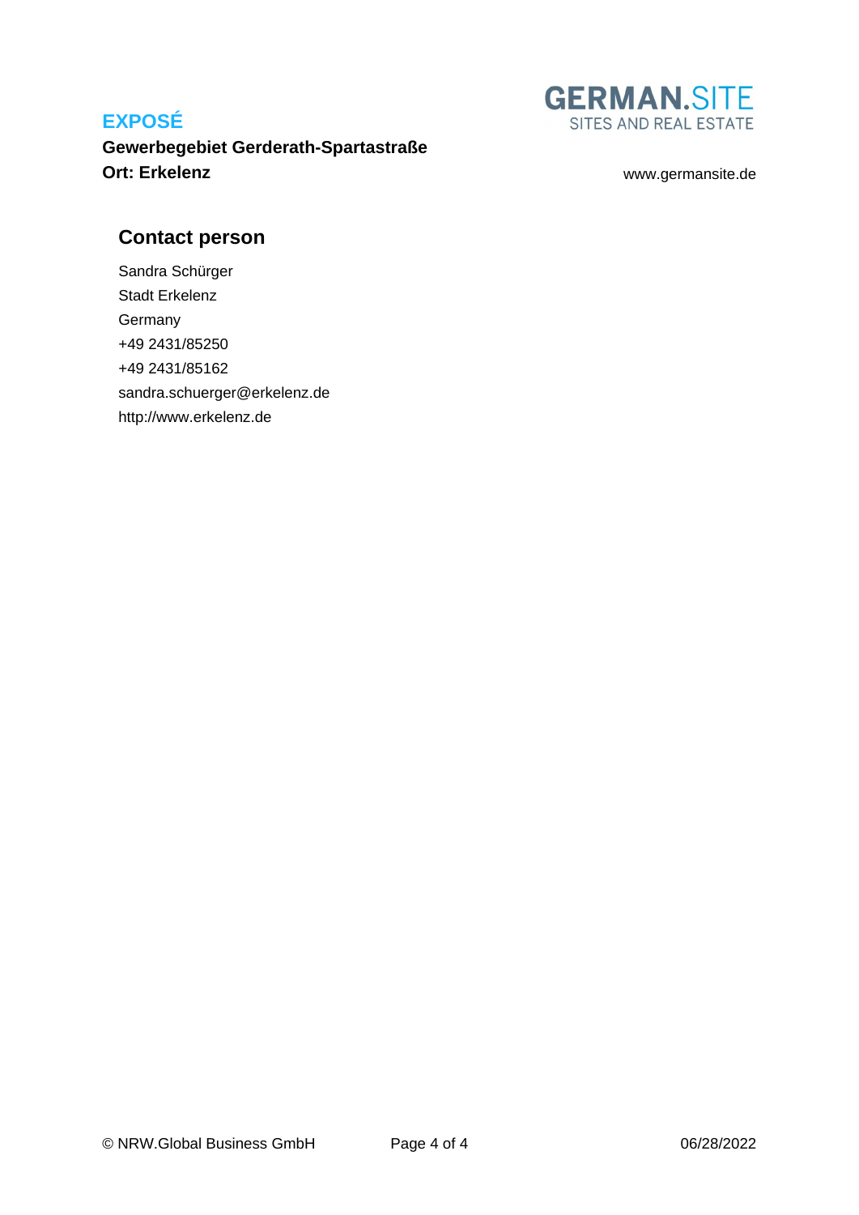## Contact person

Sandra Schürger
Stadt Erkelenz
Germany
+49 2431/85250
+49 2431/85162
sandra.schuerger@erkelenz.de
http://www.erkelenz.de